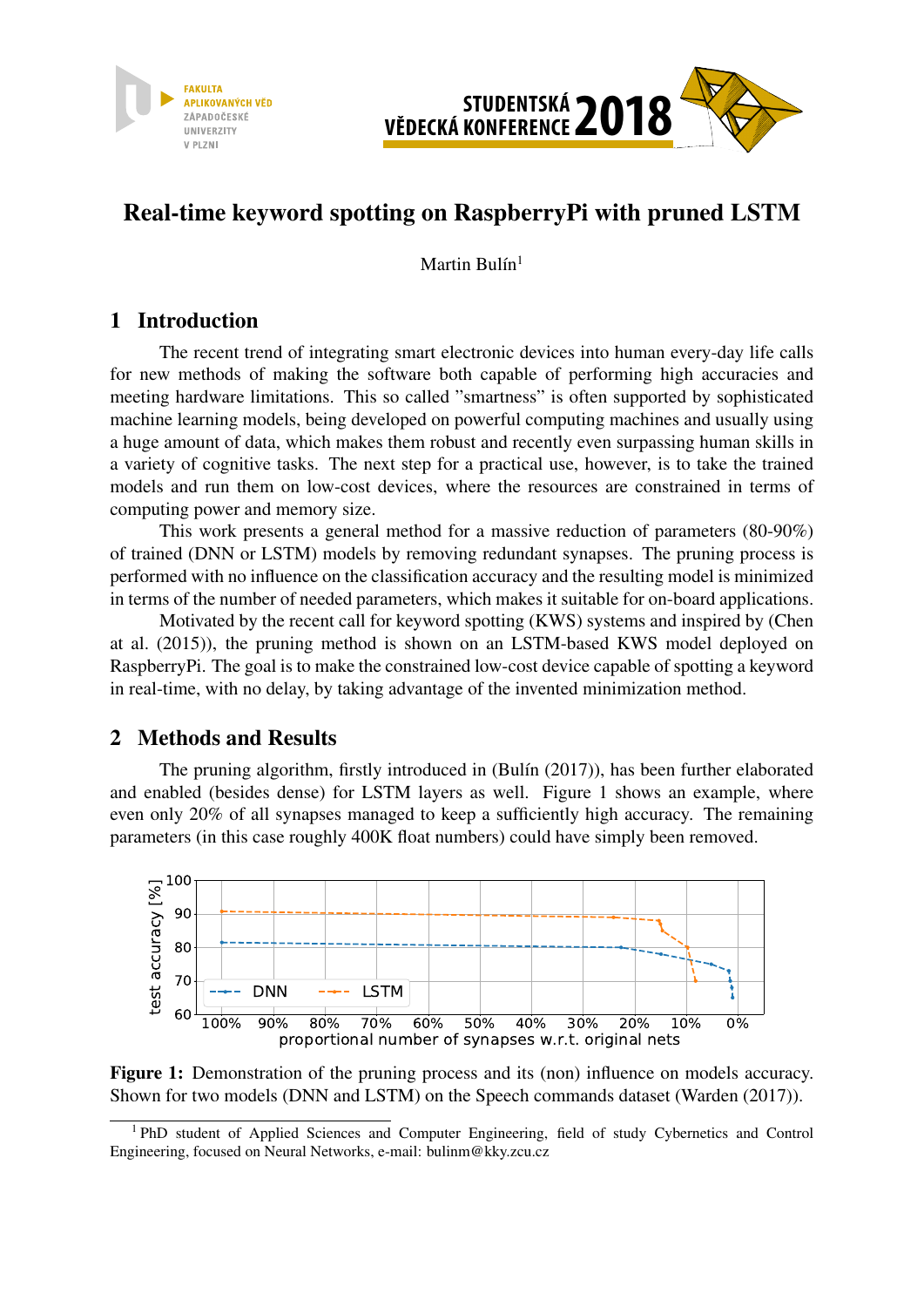# Real-time keyword spotting on RaspberryPi with pruned LSTM

Martin Bulín[1]

## 1 Introduction

The recent trend of integrating smart electronic devices into human every-day life calls for new methods of making the software both capable of performing high accuracies and meeting hardware limitations. This so called "smartness" is often supported by sophisticated machine learning models, being developed on powerful computing machines and usually using a huge amount of data, which makes them robust and recently even surpassing human skills in a variety of cognitive tasks. The next step for a practical use, however, is to take the trained models and run them on low-cost devices, where the resources are constrained in terms of computing power and memory size.

This work presents a general method for a massive reduction of parameters (80-90%) of trained (DNN or LSTM) models by removing redundant synapses. The pruning process is performed with no influence on the classification accuracy and the resulting model is minimized in terms of the number of needed parameters, which makes it suitable for on-board applications.

Motivated by the recent call for keyword spotting (KWS) systems and inspired by (Chen at al. (2015)), the pruning method is shown on an LSTM-based KWS model deployed on RaspberryPi. The goal is to make the constrained low-cost device capable of spotting a keyword in real-time, with no delay, by taking advantage of the invented minimization method.

## 2 Methods and Results

The pruning algorithm, firstly introduced in (Bulín (2017)), has been further elaborated and enabled (besides dense) for LSTM layers as well. Figure 1 shows an example, where even only 20% of all synapses managed to keep a sufficiently high accuracy. The remaining parameters (in this case roughly 400K float numbers) could have simply been removed.

**Figure 1:** Demonstration of the pruning process and its (non) influence on models accuracy. Shown for two models (DNN and LSTM) on the Speech commands dataset (Warden (2017)).

[1] PhD student of Applied Sciences and Computer Engineering, field of study Cybernetics and Control Engineering, focused on Neural Networks, e-mail: bulinm@kky.zcu.cz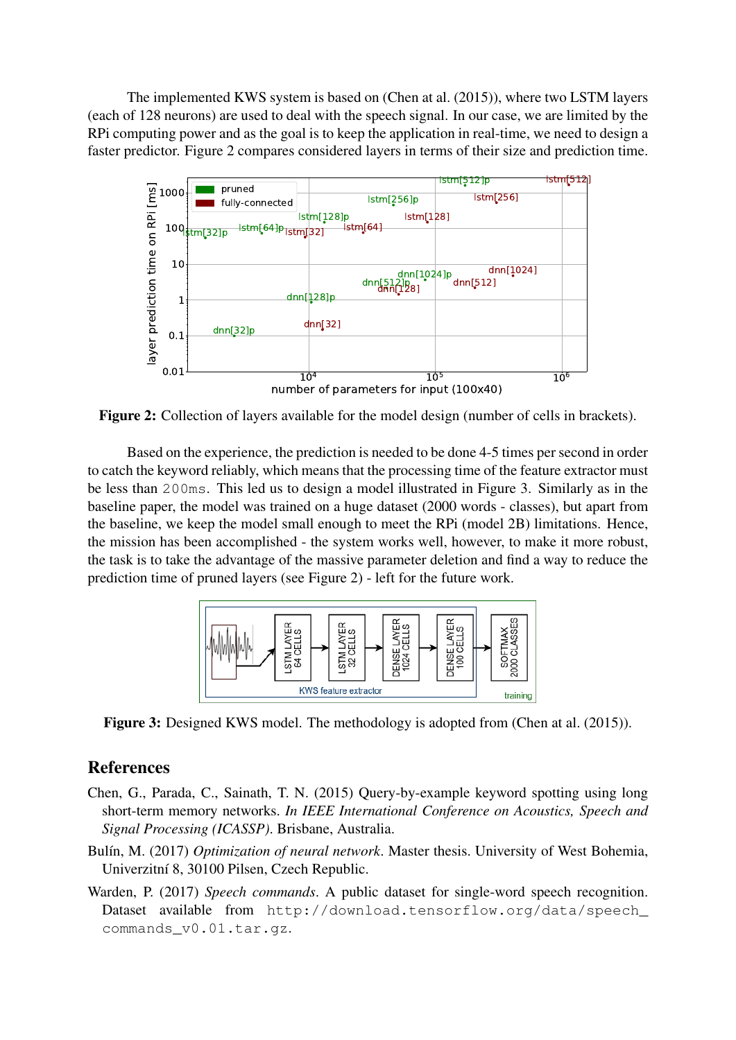The implemented KWS system is based on (Chen at al. (2015)), where two LSTM layers (each of 128 neurons) are used to deal with the speech signal. In our case, we are limited by the RPi computing power and as the goal is to keep the application in real-time, we need to design a faster predictor. Figure 2 compares considered layers in terms of their size and prediction time.

pruned
fully-connected
layer prediction time on RPi [ms]
1000
100
10
1
0.1
0.01
lstm[512]p
lstm[512]
lstm[256]p
lstm[256]
lstm[128]p
lstm[128]
lstm[32]p
lstm[64]p
lstm[32]
lstm[64]
dnn[1024]p
dnn[1024]
dnn[512]p
dnn[512]
dnn[128]
dnn[128]p
dnn[32]
dnn[32]p
$10^4$
$10^5$
$10^6$
number of parameters for input (100x40)

**Figure 2:** Collection of layers available for the model design (number of cells in brackets).

Based on the experience, the prediction is needed to be done 4-5 times per second in order to catch the keyword reliably, which means that the processing time of the feature extractor must be less than `200ms`. This led us to design a model illustrated in Figure 3. Similarly as in the baseline paper, the model was trained on a huge dataset (2000 words - classes), but apart from the baseline, we keep the model small enough to meet the RPi (model 2B) limitations. Hence, the mission has been accomplished - the system works well, however, to make it more robust, the task is to take the advantage of the massive parameter deletion and find a way to reduce the prediction time of pruned layers (see Figure 2) - left for the future work.

LSTM LAYER 64 CELLS
LSTM LAYER 32 CELLS
DENSE LAYER 1024 CELLS
DENSE LAYER 100 CELLS
SOFTMAX 2000 CLASSES
KWS feature extractor
training

**Figure 3:** Designed KWS model. The methodology is adopted from (Chen at al. (2015)).

## References

Chen, G., Parada, C., Sainath, T. N. (2015) Query-by-example keyword spotting using long short-term memory networks. *In IEEE International Conference on Acoustics, Speech and Signal Processing (ICASSP)*. Brisbane, Australia.

Bulín, M. (2017) *Optimization of neural network*. Master thesis. University of West Bohemia, Univerzitní 8, 30100 Pilsen, Czech Republic.

Warden, P. (2017) *Speech commands*. A public dataset for single-word speech recognition. Dataset available from `http://download.tensorflow.org/data/speech_commands_v0.01.tar.gz`.